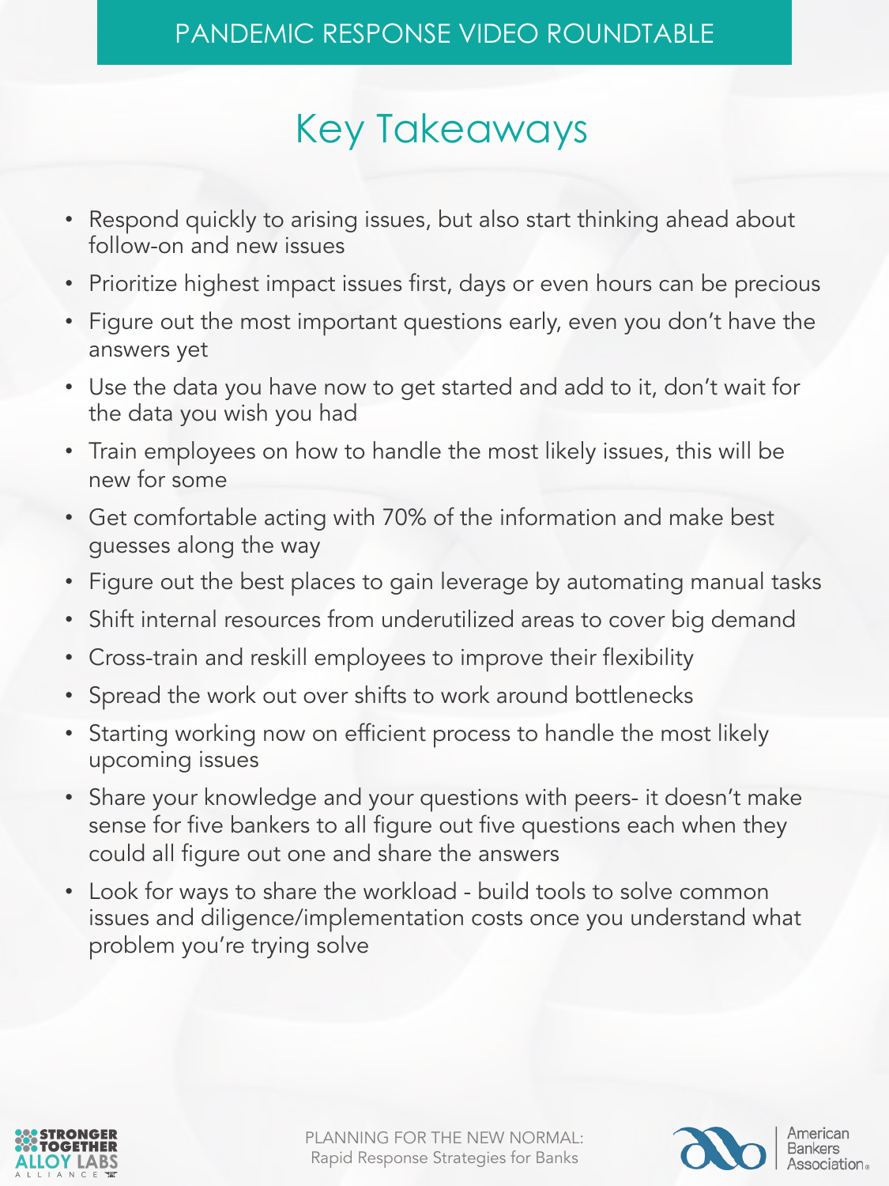PANDEMIC RESPONSE VIDEO ROUNDTABLE

# Key Takeaways

- Respond quickly to arising issues, but also start thinking ahead about follow-on and new issues
- Prioritize highest impact issues first, days or even hours can be precious
- Figure out the most important questions early, even you don't have the answers yet
- Use the data you have now to get started and add to it, don't wait for the data you wish you had
- Train employees on how to handle the most likely issues, this will be new for some
- Get comfortable acting with 70% of the information and make best guesses along the way
- Figure out the best places to gain leverage by automating manual tasks
- Shift internal resources from underutilized areas to cover big demand
- Cross-train and reskill employees to improve their flexibility
- Spread the work out over shifts to work around bottlenecks
- Starting working now on efficient process to handle the most likely upcoming issues
- Share your knowledge and your questions with peers- it doesn't make sense for five bankers to all figure out five questions each when they could all figure out one and share the answers
- Look for ways to share the workload - build tools to solve common issues and diligence/implementation costs once you understand what problem you're trying solve

STRONGER TOGETHER ALLOY LABS ALLIANCE

PLANNING FOR THE NEW NORMAL: Rapid Response Strategies for Banks

American Bankers Association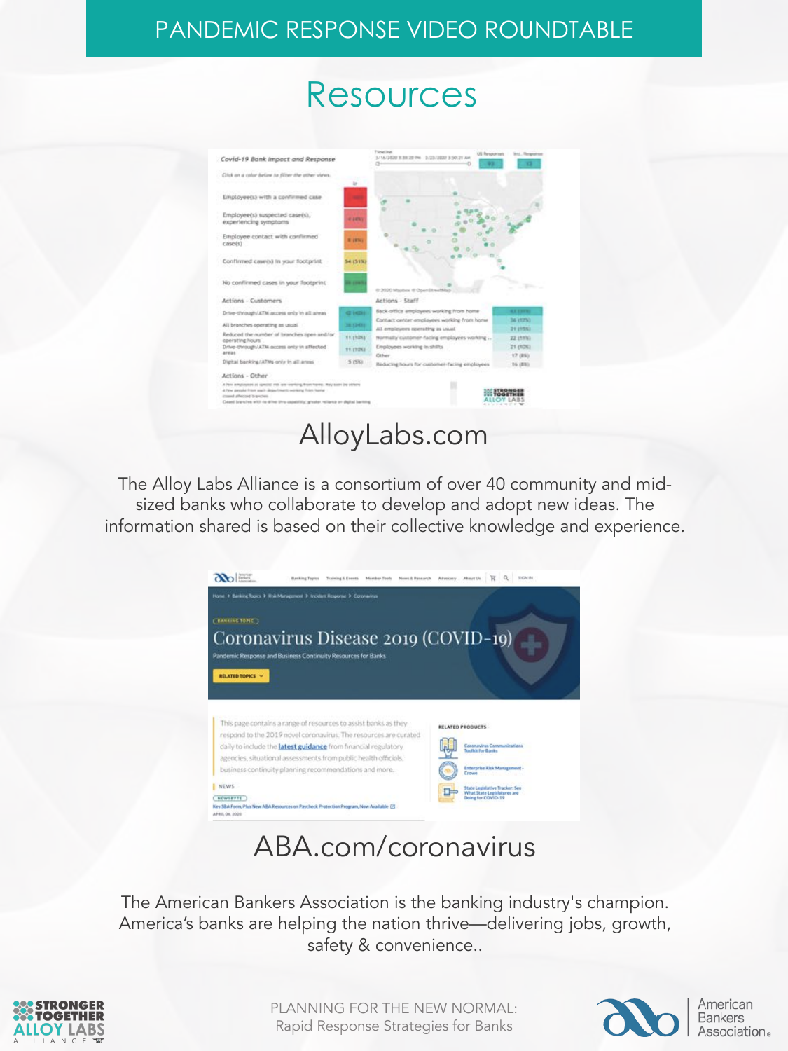PANDEMIC RESPONSE VIDEO ROUNDTABLE

# Resources

AlloyLabs.com

The Alloy Labs Alliance is a consortium of over 40 community and mid-sized banks who collaborate to develop and adopt new ideas. The information shared is based on their collective knowledge and experience.

ABA.com/coronavirus

The American Bankers Association is the banking industry's champion. America's banks are helping the nation thrive—delivering jobs, growth, safety & convenience..

PLANNING FOR THE NEW NORMAL:
Rapid Response Strategies for Banks